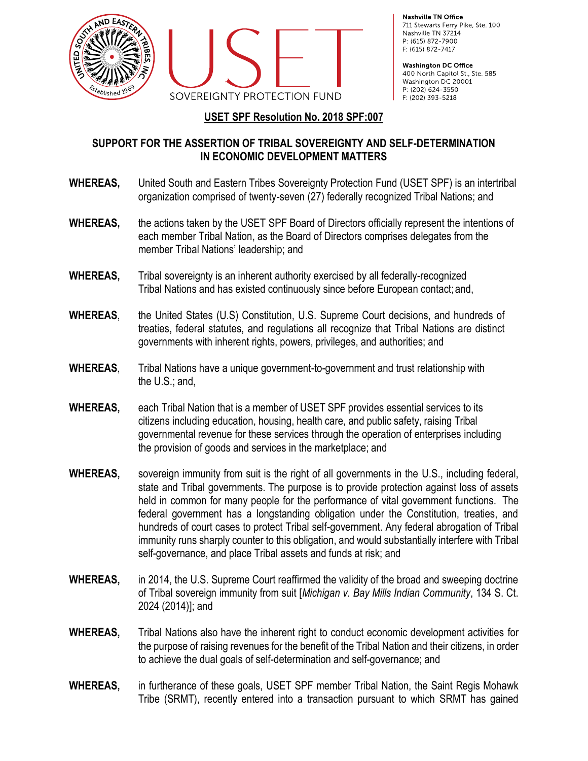USET SOVEREIGNTY PROTECTION FUND

**Nashville TN Office**
711 Stewarts Ferry Pike, Ste. 100
Nashville TN 37214
P: (615) 872-7900
F: (615) 872-7417

**Washington DC Office**
400 North Capitol St., Ste. 585
Washington DC 20001
P: (202) 624-3550
F: (202) 393-5218

## USET SPF Resolution No. 2018 SPF:007

### SUPPORT FOR THE ASSERTION OF TRIBAL SOVEREIGNTY AND SELF-DETERMINATION IN ECONOMIC DEVELOPMENT MATTERS

**WHEREAS,** United South and Eastern Tribes Sovereignty Protection Fund (USET SPF) is an intertribal organization comprised of twenty-seven (27) federally recognized Tribal Nations; and

**WHEREAS,** the actions taken by the USET SPF Board of Directors officially represent the intentions of each member Tribal Nation, as the Board of Directors comprises delegates from the member Tribal Nations' leadership; and

**WHEREAS,** Tribal sovereignty is an inherent authority exercised by all federally-recognized Tribal Nations and has existed continuously since before European contact; and,

**WHEREAS**, the United States (U.S) Constitution, U.S. Supreme Court decisions, and hundreds of treaties, federal statutes, and regulations all recognize that Tribal Nations are distinct governments with inherent rights, powers, privileges, and authorities; and

**WHEREAS**, Tribal Nations have a unique government-to-government and trust relationship with the U.S.; and,

**WHEREAS,** each Tribal Nation that is a member of USET SPF provides essential services to its citizens including education, housing, health care, and public safety, raising Tribal governmental revenue for these services through the operation of enterprises including the provision of goods and services in the marketplace; and

**WHEREAS,** sovereign immunity from suit is the right of all governments in the U.S., including federal, state and Tribal governments. The purpose is to provide protection against loss of assets held in common for many people for the performance of vital government functions. The federal government has a longstanding obligation under the Constitution, treaties, and hundreds of court cases to protect Tribal self-government. Any federal abrogation of Tribal immunity runs sharply counter to this obligation, and would substantially interfere with Tribal self-governance, and place Tribal assets and funds at risk; and

**WHEREAS,** in 2014, the U.S. Supreme Court reaffirmed the validity of the broad and sweeping doctrine of Tribal sovereign immunity from suit [*Michigan v. Bay Mills Indian Community*, 134 S. Ct. 2024 (2014)]; and

**WHEREAS,** Tribal Nations also have the inherent right to conduct economic development activities for the purpose of raising revenues for the benefit of the Tribal Nation and their citizens, in order to achieve the dual goals of self-determination and self-governance; and

**WHEREAS,** in furtherance of these goals, USET SPF member Tribal Nation, the Saint Regis Mohawk Tribe (SRMT), recently entered into a transaction pursuant to which SRMT has gained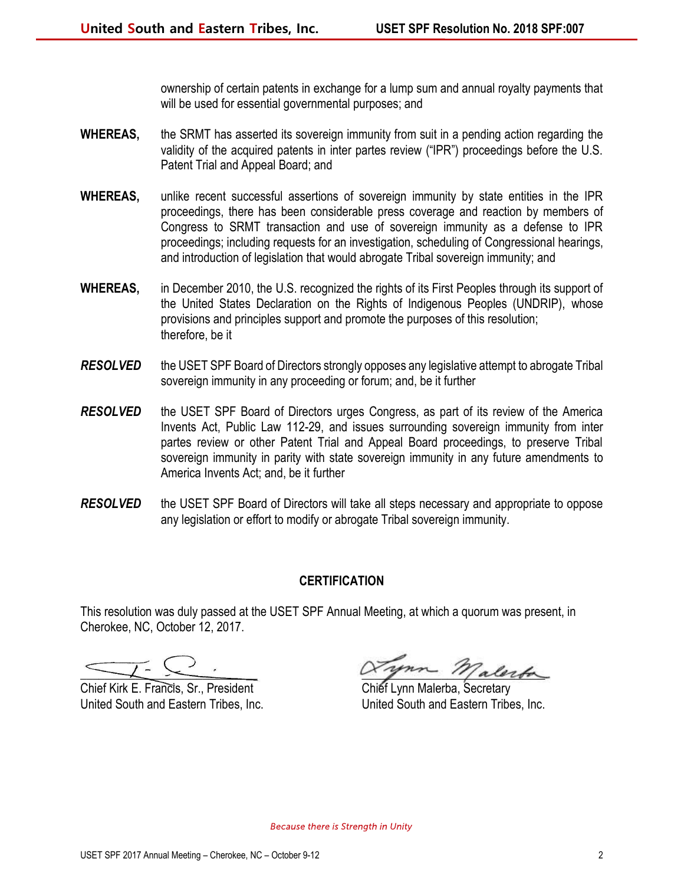ownership of certain patents in exchange for a lump sum and annual royalty payments that will be used for essential governmental purposes; and

**WHEREAS,** the SRMT has asserted its sovereign immunity from suit in a pending action regarding the validity of the acquired patents in inter partes review ("IPR") proceedings before the U.S. Patent Trial and Appeal Board; and

**WHEREAS,** unlike recent successful assertions of sovereign immunity by state entities in the IPR proceedings, there has been considerable press coverage and reaction by members of Congress to SRMT transaction and use of sovereign immunity as a defense to IPR proceedings; including requests for an investigation, scheduling of Congressional hearings, and introduction of legislation that would abrogate Tribal sovereign immunity; and

**WHEREAS,** in December 2010, the U.S. recognized the rights of its First Peoples through its support of the United States Declaration on the Rights of Indigenous Peoples (UNDRIP), whose provisions and principles support and promote the purposes of this resolution; therefore, be it

***RESOLVED*** the USET SPF Board of Directors strongly opposes any legislative attempt to abrogate Tribal sovereign immunity in any proceeding or forum; and, be it further

***RESOLVED*** the USET SPF Board of Directors urges Congress, as part of its review of the America Invents Act, Public Law 112-29, and issues surrounding sovereign immunity from inter partes review or other Patent Trial and Appeal Board proceedings, to preserve Tribal sovereign immunity in parity with state sovereign immunity in any future amendments to America Invents Act; and, be it further

***RESOLVED*** the USET SPF Board of Directors will take all steps necessary and appropriate to oppose any legislation or effort to modify or abrogate Tribal sovereign immunity.

**CERTIFICATION**

This resolution was duly passed at the USET SPF Annual Meeting, at which a quorum was present, in Cherokee, NC, October 12, 2017.

Chief Kirk E. Francis, Sr., President
United South and Eastern Tribes, Inc.

Chief Lynn Malerba, Secretary
United South and Eastern Tribes, Inc.

*Because there is Strength in Unity*